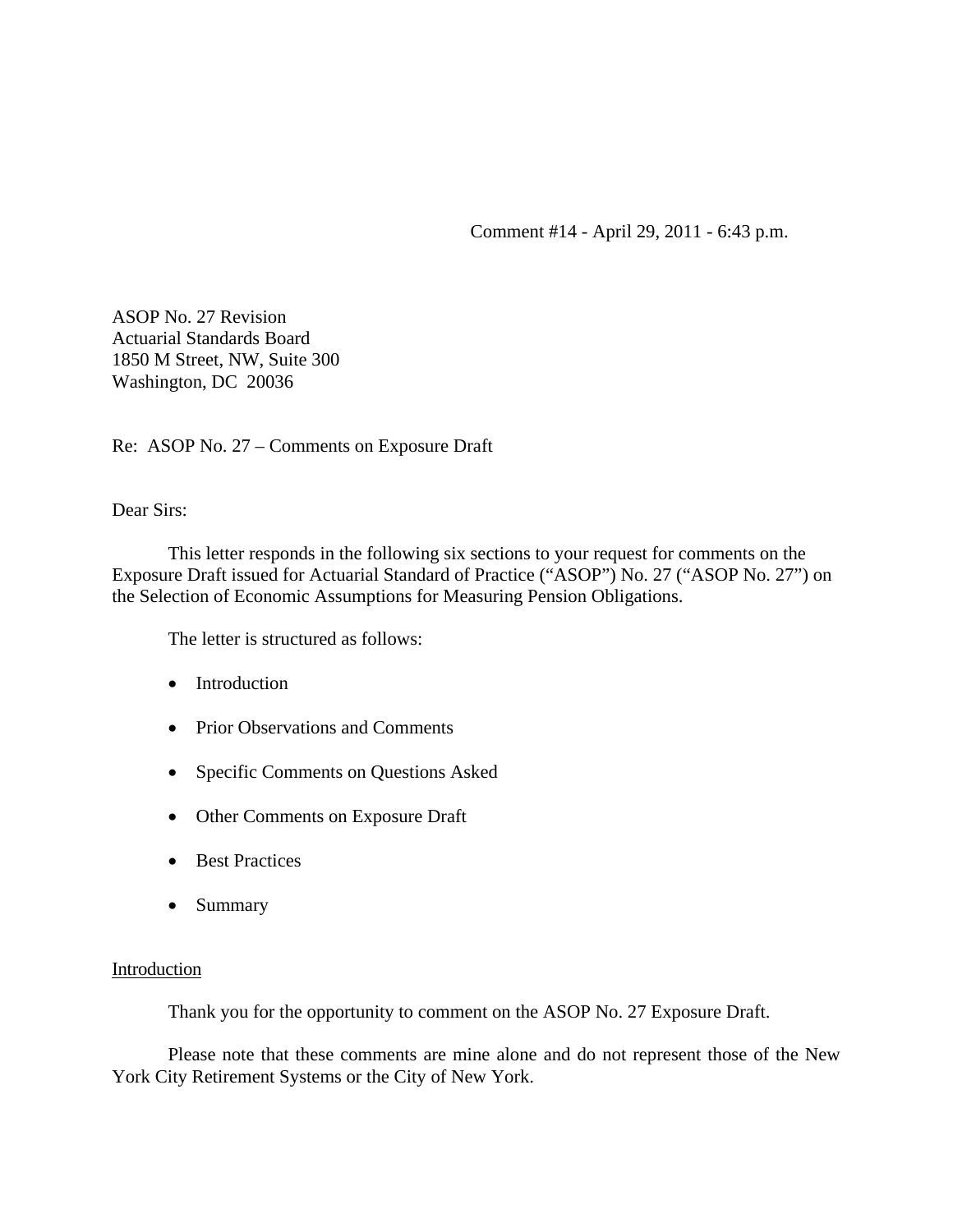Comment #14 - April 29, 2011 - 6:43 p.m.

ASOP No. 27 Revision
Actuarial Standards Board
1850 M Street, NW, Suite 300
Washington, DC 20036

Re: ASOP No. 27 – Comments on Exposure Draft

Dear Sirs:

This letter responds in the following six sections to your request for comments on the Exposure Draft issued for Actuarial Standard of Practice ("ASOP") No. 27 ("ASOP No. 27") on the Selection of Economic Assumptions for Measuring Pension Obligations.

The letter is structured as follows:

- Introduction
- Prior Observations and Comments
- Specific Comments on Questions Asked
- Other Comments on Exposure Draft
- Best Practices
- Summary

<u>Introduction</u>

Thank you for the opportunity to comment on the ASOP No. 27 Exposure Draft.

Please note that these comments are mine alone and do not represent those of the New York City Retirement Systems or the City of New York.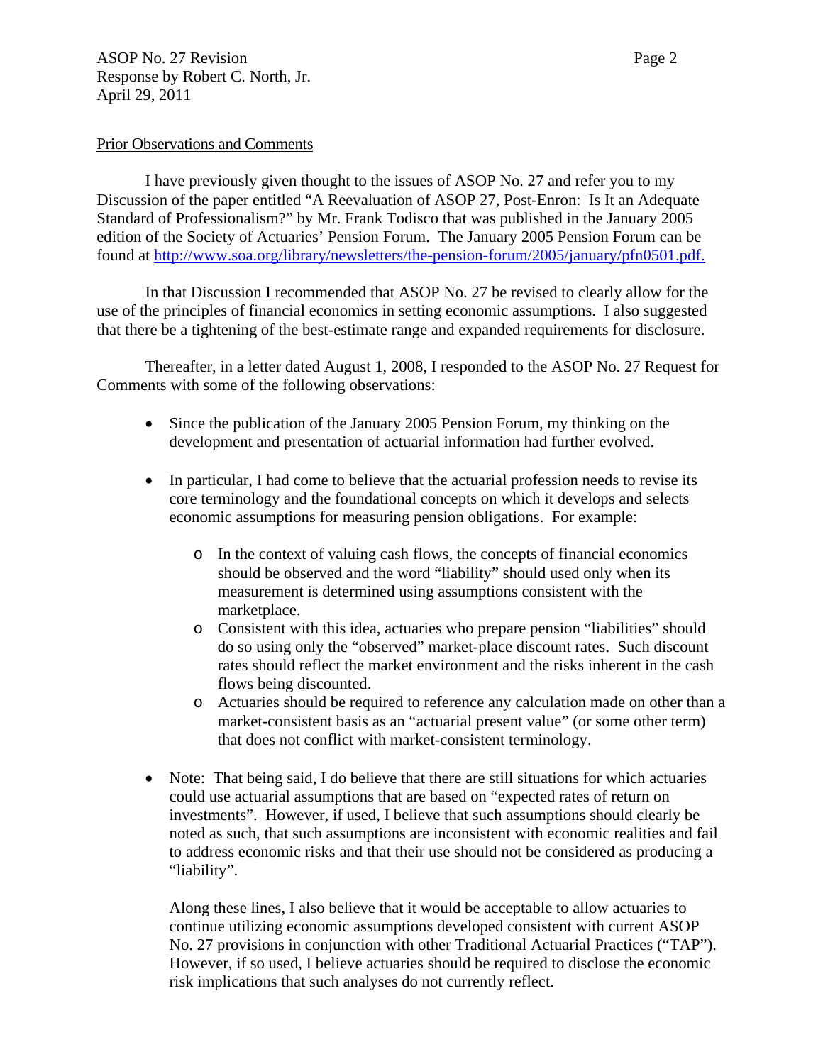## Prior Observations and Comments

I have previously given thought to the issues of ASOP No. 27 and refer you to my Discussion of the paper entitled "A Reevaluation of ASOP 27, Post-Enron: Is It an Adequate Standard of Professionalism?" by Mr. Frank Todisco that was published in the January 2005 edition of the Society of Actuaries' Pension Forum. The January 2005 Pension Forum can be found at http://www.soa.org/library/newsletters/the-pension-forum/2005/january/pfn0501.pdf.

In that Discussion I recommended that ASOP No. 27 be revised to clearly allow for the use of the principles of financial economics in setting economic assumptions. I also suggested that there be a tightening of the best-estimate range and expanded requirements for disclosure.

Thereafter, in a letter dated August 1, 2008, I responded to the ASOP No. 27 Request for Comments with some of the following observations:

- Since the publication of the January 2005 Pension Forum, my thinking on the development and presentation of actuarial information had further evolved.
- In particular, I had come to believe that the actuarial profession needs to revise its core terminology and the foundational concepts on which it develops and selects economic assumptions for measuring pension obligations. For example:
  - In the context of valuing cash flows, the concepts of financial economics should be observed and the word "liability" should used only when its measurement is determined using assumptions consistent with the marketplace.
  - Consistent with this idea, actuaries who prepare pension "liabilities" should do so using only the "observed" market-place discount rates. Such discount rates should reflect the market environment and the risks inherent in the cash flows being discounted.
  - Actuaries should be required to reference any calculation made on other than a market-consistent basis as an "actuarial present value" (or some other term) that does not conflict with market-consistent terminology.
- Note: That being said, I do believe that there are still situations for which actuaries could use actuarial assumptions that are based on "expected rates of return on investments". However, if used, I believe that such assumptions should clearly be noted as such, that such assumptions are inconsistent with economic realities and fail to address economic risks and that their use should not be considered as producing a "liability".

  Along these lines, I also believe that it would be acceptable to allow actuaries to continue utilizing economic assumptions developed consistent with current ASOP No. 27 provisions in conjunction with other Traditional Actuarial Practices ("TAP"). However, if so used, I believe actuaries should be required to disclose the economic risk implications that such analyses do not currently reflect.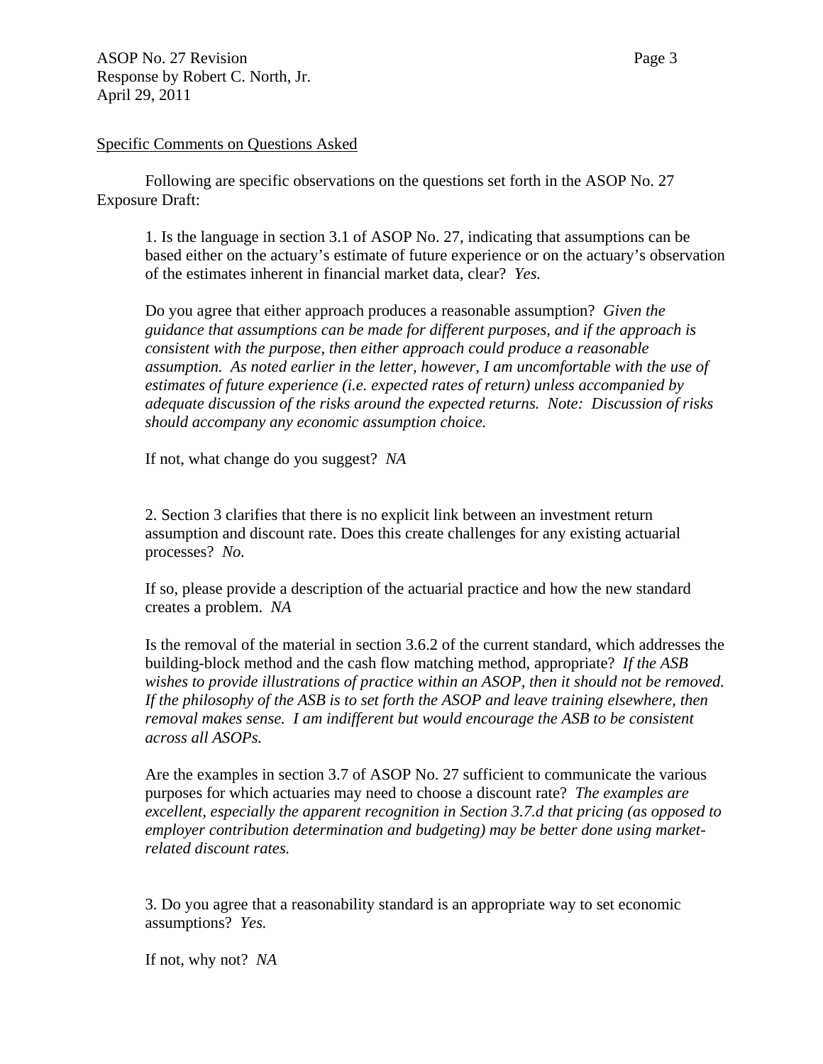Specific Comments on Questions Asked

Following are specific observations on the questions set forth in the ASOP No. 27 Exposure Draft:

1. Is the language in section 3.1 of ASOP No. 27, indicating that assumptions can be based either on the actuary's estimate of future experience or on the actuary's observation of the estimates inherent in financial market data, clear? *Yes.*

Do you agree that either approach produces a reasonable assumption? *Given the guidance that assumptions can be made for different purposes, and if the approach is consistent with the purpose, then either approach could produce a reasonable assumption. As noted earlier in the letter, however, I am uncomfortable with the use of estimates of future experience (i.e. expected rates of return) unless accompanied by adequate discussion of the risks around the expected returns. Note: Discussion of risks should accompany any economic assumption choice.*

If not, what change do you suggest? *NA*

2. Section 3 clarifies that there is no explicit link between an investment return assumption and discount rate. Does this create challenges for any existing actuarial processes? *No.*

If so, please provide a description of the actuarial practice and how the new standard creates a problem. *NA*

Is the removal of the material in section 3.6.2 of the current standard, which addresses the building-block method and the cash flow matching method, appropriate? *If the ASB wishes to provide illustrations of practice within an ASOP, then it should not be removed. If the philosophy of the ASB is to set forth the ASOP and leave training elsewhere, then removal makes sense. I am indifferent but would encourage the ASB to be consistent across all ASOPs.*

Are the examples in section 3.7 of ASOP No. 27 sufficient to communicate the various purposes for which actuaries may need to choose a discount rate? *The examples are excellent, especially the apparent recognition in Section 3.7.d that pricing (as opposed to employer contribution determination and budgeting) may be better done using market-related discount rates.*

3. Do you agree that a reasonability standard is an appropriate way to set economic assumptions? *Yes.*

If not, why not? *NA*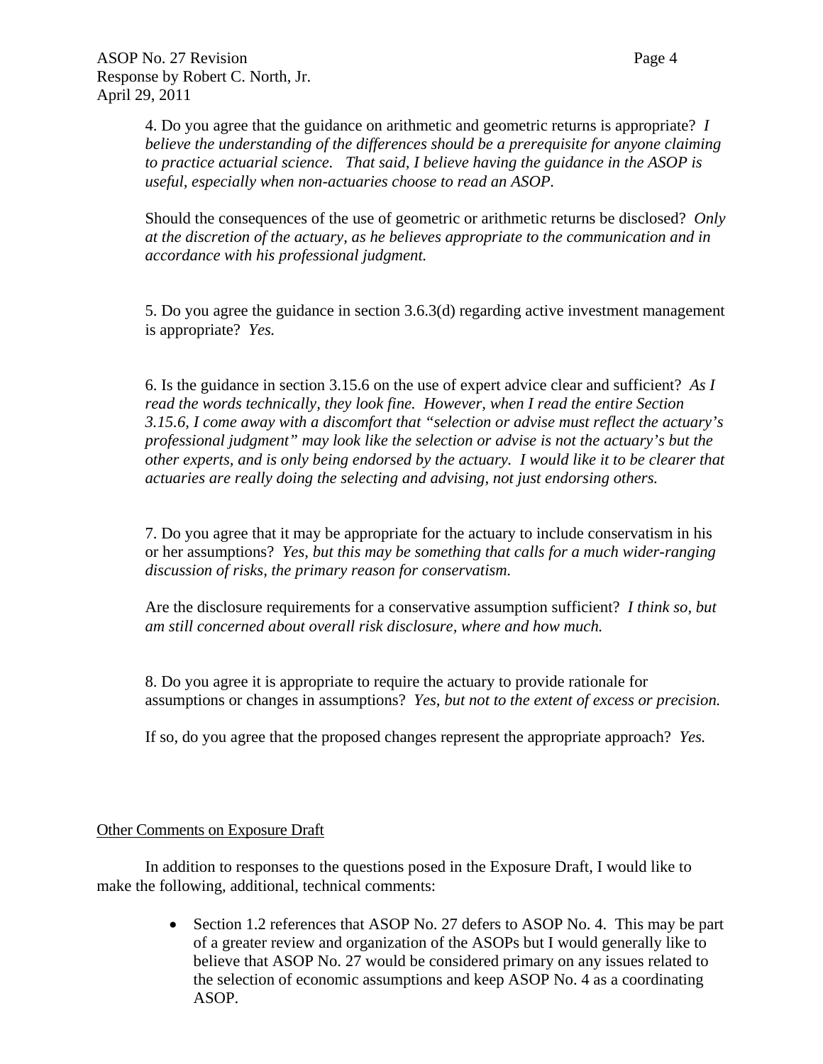4. Do you agree that the guidance on arithmetic and geometric returns is appropriate? *I believe the understanding of the differences should be a prerequisite for anyone claiming to practice actuarial science. That said, I believe having the guidance in the ASOP is useful, especially when non-actuaries choose to read an ASOP.*

Should the consequences of the use of geometric or arithmetic returns be disclosed? *Only at the discretion of the actuary, as he believes appropriate to the communication and in accordance with his professional judgment.*

5. Do you agree the guidance in section 3.6.3(d) regarding active investment management is appropriate? *Yes.*

6. Is the guidance in section 3.15.6 on the use of expert advice clear and sufficient? *As I read the words technically, they look fine. However, when I read the entire Section 3.15.6, I come away with a discomfort that "selection or advise must reflect the actuary's professional judgment" may look like the selection or advise is not the actuary's but the other experts, and is only being endorsed by the actuary. I would like it to be clearer that actuaries are really doing the selecting and advising, not just endorsing others.*

7. Do you agree that it may be appropriate for the actuary to include conservatism in his or her assumptions? *Yes, but this may be something that calls for a much wider-ranging discussion of risks, the primary reason for conservatism.*

Are the disclosure requirements for a conservative assumption sufficient? *I think so, but am still concerned about overall risk disclosure, where and how much.*

8. Do you agree it is appropriate to require the actuary to provide rationale for assumptions or changes in assumptions? *Yes, but not to the extent of excess or precision.*

If so, do you agree that the proposed changes represent the appropriate approach? *Yes.*

<u>Other Comments on Exposure Draft</u>

In addition to responses to the questions posed in the Exposure Draft, I would like to make the following, additional, technical comments:

- Section 1.2 references that ASOP No. 27 defers to ASOP No. 4. This may be part of a greater review and organization of the ASOPs but I would generally like to believe that ASOP No. 27 would be considered primary on any issues related to the selection of economic assumptions and keep ASOP No. 4 as a coordinating ASOP.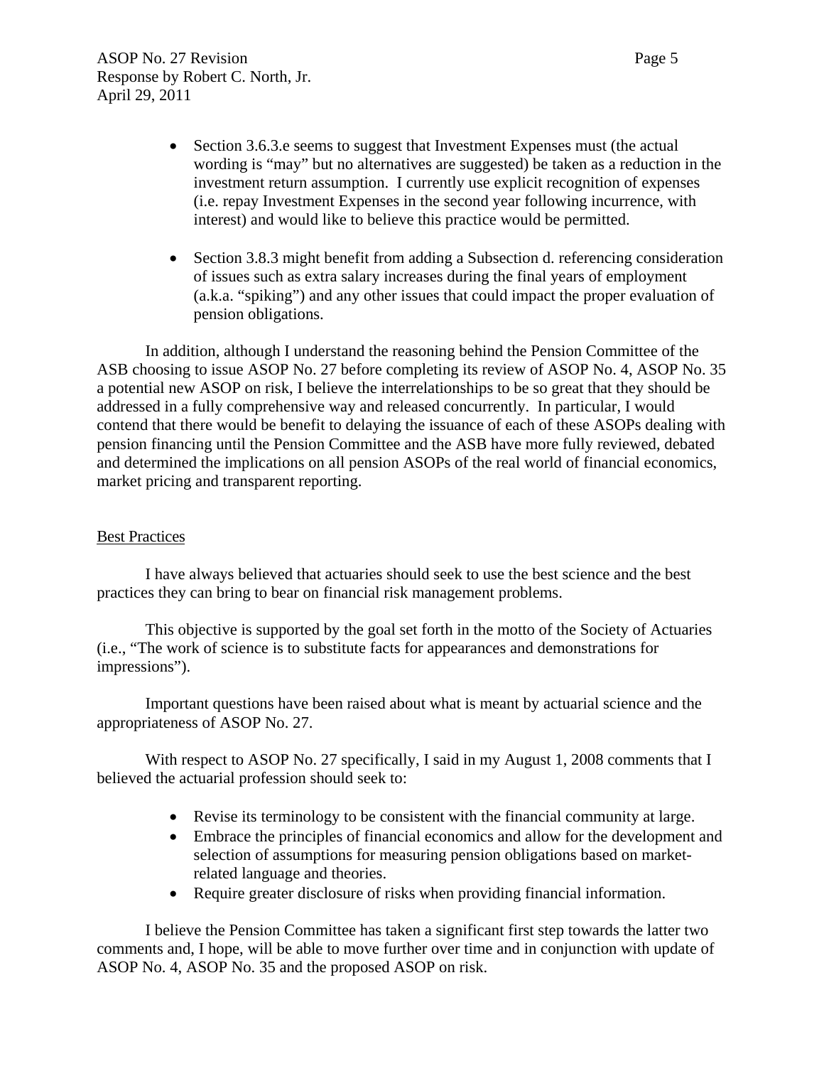- Section 3.6.3.e seems to suggest that Investment Expenses must (the actual wording is "may" but no alternatives are suggested) be taken as a reduction in the investment return assumption. I currently use explicit recognition of expenses (i.e. repay Investment Expenses in the second year following incurrence, with interest) and would like to believe this practice would be permitted.

- Section 3.8.3 might benefit from adding a Subsection d. referencing consideration of issues such as extra salary increases during the final years of employment (a.k.a. "spiking") and any other issues that could impact the proper evaluation of pension obligations.

In addition, although I understand the reasoning behind the Pension Committee of the ASB choosing to issue ASOP No. 27 before completing its review of ASOP No. 4, ASOP No. 35 a potential new ASOP on risk, I believe the interrelationships to be so great that they should be addressed in a fully comprehensive way and released concurrently. In particular, I would contend that there would be benefit to delaying the issuance of each of these ASOPs dealing with pension financing until the Pension Committee and the ASB have more fully reviewed, debated and determined the implications on all pension ASOPs of the real world of financial economics, market pricing and transparent reporting.

## Best Practices

I have always believed that actuaries should seek to use the best science and the best practices they can bring to bear on financial risk management problems.

This objective is supported by the goal set forth in the motto of the Society of Actuaries (i.e., "The work of science is to substitute facts for appearances and demonstrations for impressions").

Important questions have been raised about what is meant by actuarial science and the appropriateness of ASOP No. 27.

With respect to ASOP No. 27 specifically, I said in my August 1, 2008 comments that I believed the actuarial profession should seek to:

- Revise its terminology to be consistent with the financial community at large.
- Embrace the principles of financial economics and allow for the development and selection of assumptions for measuring pension obligations based on market-related language and theories.
- Require greater disclosure of risks when providing financial information.

I believe the Pension Committee has taken a significant first step towards the latter two comments and, I hope, will be able to move further over time and in conjunction with update of ASOP No. 4, ASOP No. 35 and the proposed ASOP on risk.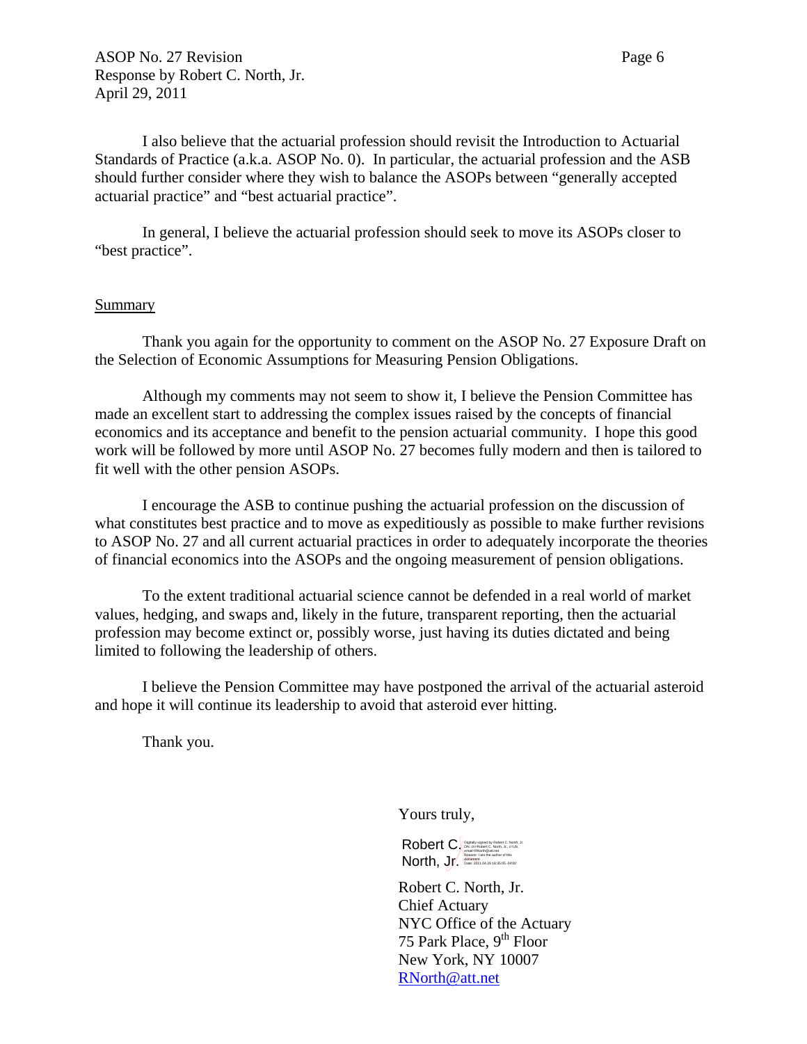I also believe that the actuarial profession should revisit the Introduction to Actuarial Standards of Practice (a.k.a. ASOP No. 0). In particular, the actuarial profession and the ASB should further consider where they wish to balance the ASOPs between "generally accepted actuarial practice" and "best actuarial practice".

In general, I believe the actuarial profession should seek to move its ASOPs closer to "best practice".

<u>Summary</u>

Thank you again for the opportunity to comment on the ASOP No. 27 Exposure Draft on the Selection of Economic Assumptions for Measuring Pension Obligations.

Although my comments may not seem to show it, I believe the Pension Committee has made an excellent start to addressing the complex issues raised by the concepts of financial economics and its acceptance and benefit to the pension actuarial community. I hope this good work will be followed by more until ASOP No. 27 becomes fully modern and then is tailored to fit well with the other pension ASOPs.

I encourage the ASB to continue pushing the actuarial profession on the discussion of what constitutes best practice and to move as expeditiously as possible to make further revisions to ASOP No. 27 and all current actuarial practices in order to adequately incorporate the theories of financial economics into the ASOPs and the ongoing measurement of pension obligations.

To the extent traditional actuarial science cannot be defended in a real world of market values, hedging, and swaps and, likely in the future, transparent reporting, then the actuarial profession may become extinct or, possibly worse, just having its duties dictated and being limited to following the leadership of others.

I believe the Pension Committee may have postponed the arrival of the actuarial asteroid and hope it will continue its leadership to avoid that asteroid ever hitting.

Thank you.

Yours truly,

Robert C. North, Jr.

Digitally signed by Robert C. North, Jr.
DN: cn=Robert C. North, Jr., c=US, email=RNorth@att.net
Reason: I am the author of this document
Date: 2011.04.29 18:35:05 -04'00'

Robert C. North, Jr.
Chief Actuary
NYC Office of the Actuary
75 Park Place, 9th Floor
New York, NY 10007
RNorth@att.net